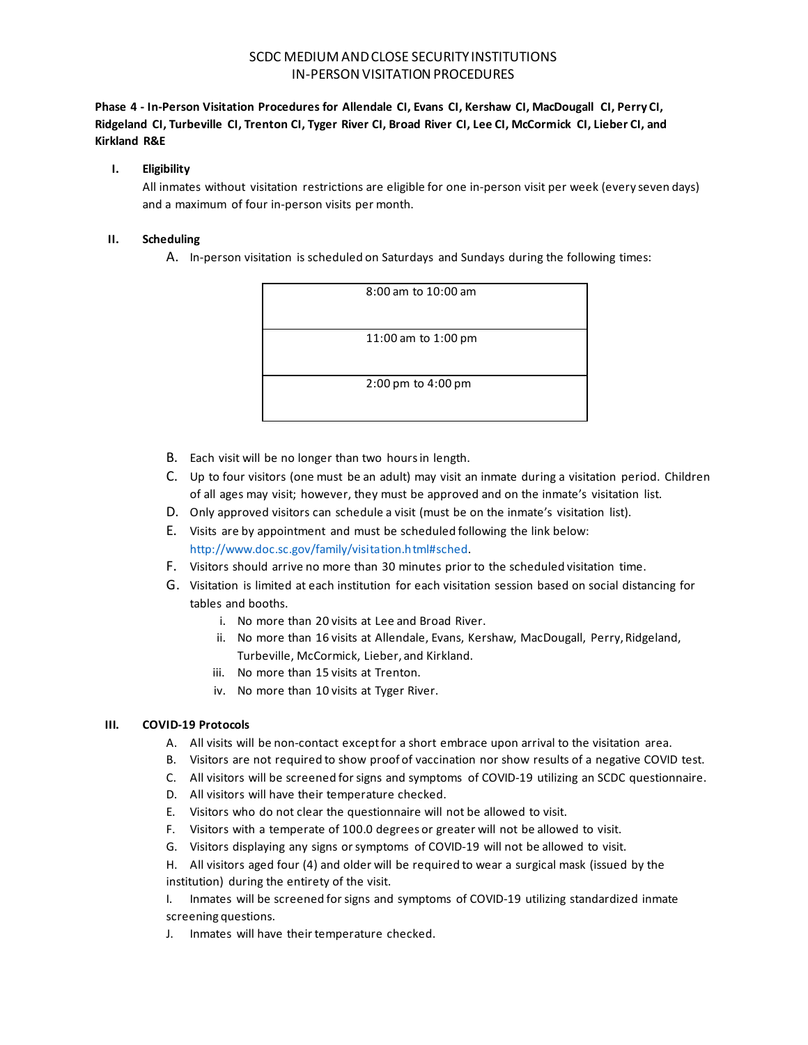# SCDC MEDIUM AND CLOSE SECURITY INSTITUTIONS
# IN-PERSON VISITATION PROCEDURES

**Phase 4 - In-Person Visitation Procedures for Allendale CI, Evans CI, Kershaw CI, MacDougall CI, Perry CI, Ridgeland CI, Turbeville CI, Trenton CI, Tyger River CI, Broad River CI, Lee CI, McCormick CI, Lieber CI, and Kirkland R&E**

## I. Eligibility

All inmates without visitation restrictions are eligible for one in-person visit per week (every seven days) and a maximum of four in-person visits per month.

## II. Scheduling

A. In-person visitation is scheduled on Saturdays and Sundays during the following times:

| |
|---|
| 8:00 am to 10:00 am |
| 11:00 am to 1:00 pm |
| 2:00 pm to 4:00 pm |

B. Each visit will be no longer than two hours in length.

C. Up to four visitors (one must be an adult) may visit an inmate during a visitation period. Children of all ages may visit; however, they must be approved and on the inmate's visitation list.

D. Only approved visitors can schedule a visit (must be on the inmate's visitation list).

E. Visits are by appointment and must be scheduled following the link below: http://www.doc.sc.gov/family/visitation.html#sched.

F. Visitors should arrive no more than 30 minutes prior to the scheduled visitation time.

G. Visitation is limited at each institution for each visitation session based on social distancing for tables and booths.

  i. No more than 20 visits at Lee and Broad River.
  
  ii. No more than 16 visits at Allendale, Evans, Kershaw, MacDougall, Perry, Ridgeland, Turbeville, McCormick, Lieber, and Kirkland.
  
  iii. No more than 15 visits at Trenton.
  
  iv. No more than 10 visits at Tyger River.

## III. COVID-19 Protocols

A. All visits will be non-contact except for a short embrace upon arrival to the visitation area.

B. Visitors are not required to show proof of vaccination nor show results of a negative COVID test.

C. All visitors will be screened for signs and symptoms of COVID-19 utilizing an SCDC questionnaire.

D. All visitors will have their temperature checked.

E. Visitors who do not clear the questionnaire will not be allowed to visit.

F. Visitors with a temperate of 100.0 degrees or greater will not be allowed to visit.

G. Visitors displaying any signs or symptoms of COVID-19 will not be allowed to visit.

H. All visitors aged four (4) and older will be required to wear a surgical mask (issued by the institution) during the entirety of the visit.

I. Inmates will be screened for signs and symptoms of COVID-19 utilizing standardized inmate screening questions.

J. Inmates will have their temperature checked.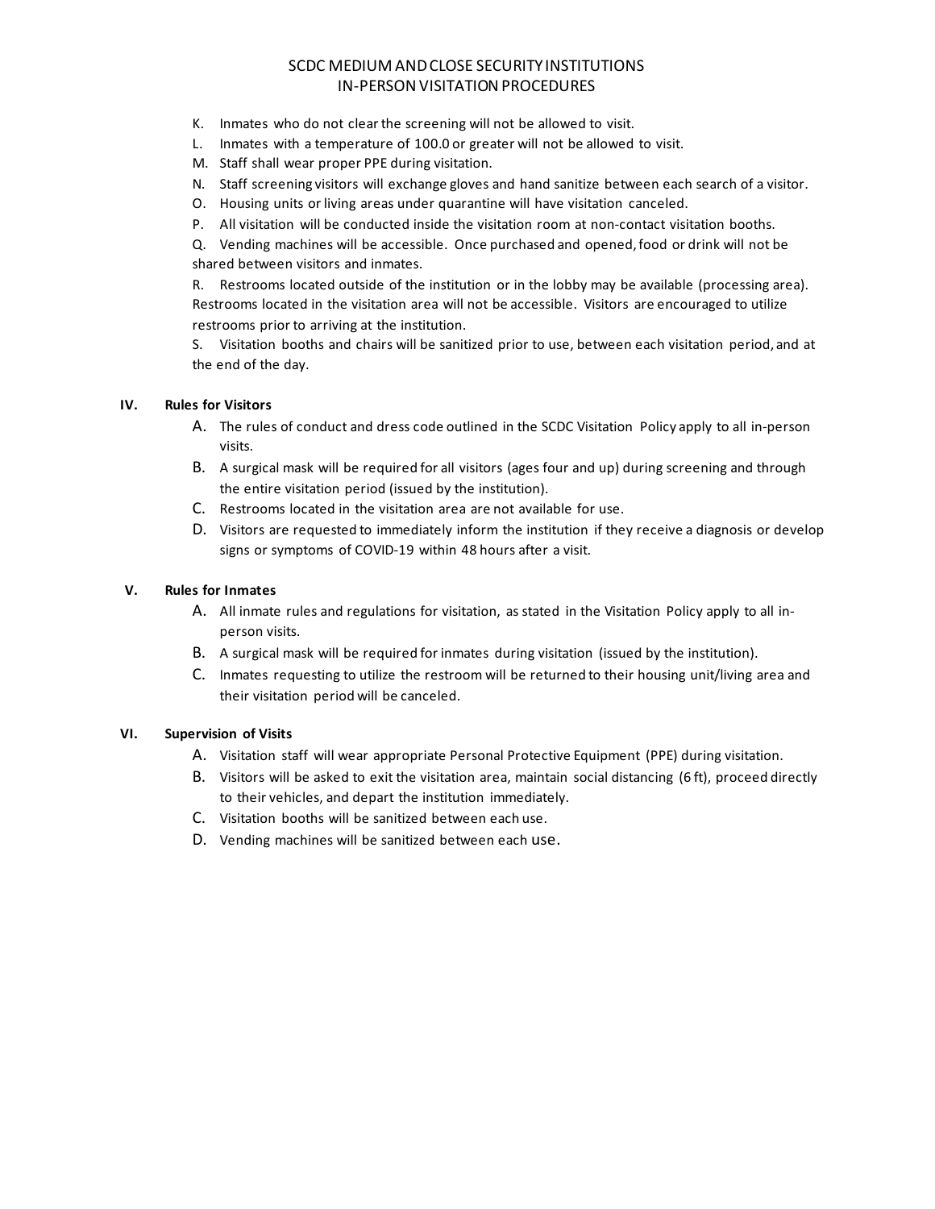K. Inmates who do not clear the screening will not be allowed to visit.

L. Inmates with a temperature of 100.0 or greater will not be allowed to visit.

M. Staff shall wear proper PPE during visitation.

N. Staff screening visitors will exchange gloves and hand sanitize between each search of a visitor.

O. Housing units or living areas under quarantine will have visitation canceled.

P. All visitation will be conducted inside the visitation room at non-contact visitation booths.

Q. Vending machines will be accessible. Once purchased and opened, food or drink will not be shared between visitors and inmates.

R. Restrooms located outside of the institution or in the lobby may be available (processing area). Restrooms located in the visitation area will not be accessible. Visitors are encouraged to utilize restrooms prior to arriving at the institution.

S. Visitation booths and chairs will be sanitized prior to use, between each visitation period, and at the end of the day.

## IV. Rules for Visitors

A. The rules of conduct and dress code outlined in the SCDC Visitation Policy apply to all in-person visits.

B. A surgical mask will be required for all visitors (ages four and up) during screening and through the entire visitation period (issued by the institution).

C. Restrooms located in the visitation area are not available for use.

D. Visitors are requested to immediately inform the institution if they receive a diagnosis or develop signs or symptoms of COVID-19 within 48 hours after a visit.

## V. Rules for Inmates

A. All inmate rules and regulations for visitation, as stated in the Visitation Policy apply to all in-person visits.

B. A surgical mask will be required for inmates during visitation (issued by the institution).

C. Inmates requesting to utilize the restroom will be returned to their housing unit/living area and their visitation period will be canceled.

## VI. Supervision of Visits

A. Visitation staff will wear appropriate Personal Protective Equipment (PPE) during visitation.

B. Visitors will be asked to exit the visitation area, maintain social distancing (6 ft), proceed directly to their vehicles, and depart the institution immediately.

C. Visitation booths will be sanitized between each use.

D. Vending machines will be sanitized between each use.